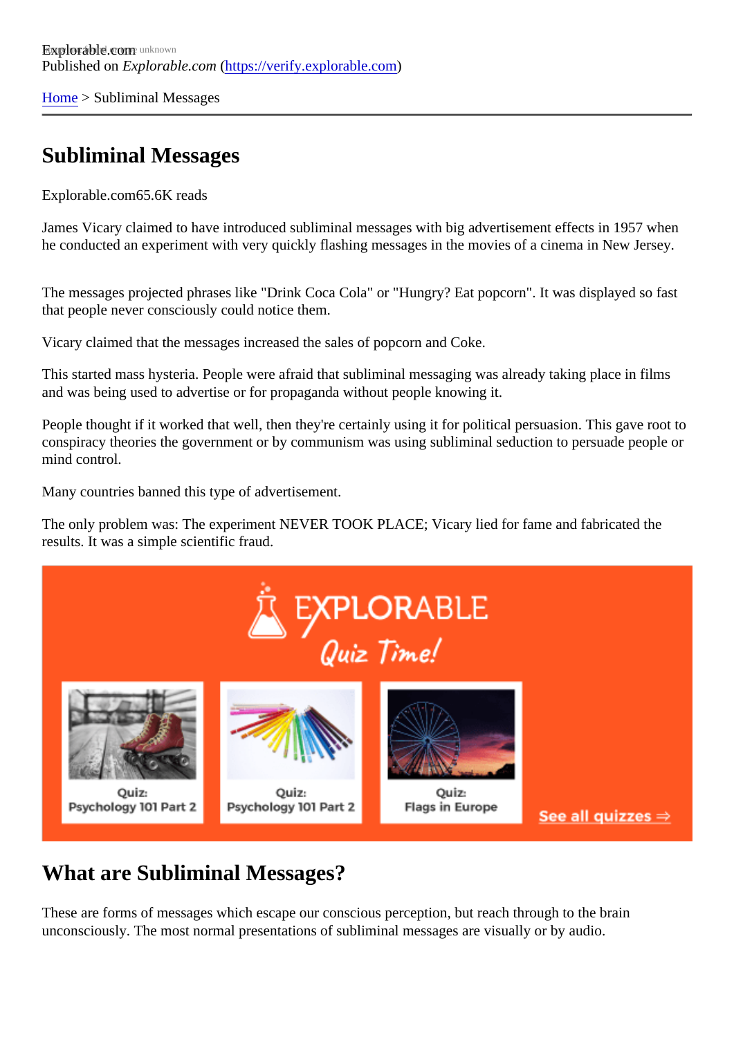Explorable.com
Published on *Explorable.com* (https://verify.explorable.com)

Home > Subliminal Messages

# Subliminal Messages

Explorable.com65.6K reads

James Vicary claimed to have introduced subliminal messages with big advertisement effects in 1957 when he conducted an experiment with very quickly flashing messages in the movies of a cinema in New Jersey.

The messages projected phrases like "Drink Coca Cola" or "Hungry? Eat popcorn". It was displayed so fast that people never consciously could notice them.

Vicary claimed that the messages increased the sales of popcorn and Coke.

This started mass hysteria. People were afraid that subliminal messaging was already taking place in films and was being used to advertise or for propaganda without people knowing it.

People thought if it worked that well, then they're certainly using it for political persuasion. This gave root to conspiracy theories the government or by communism was using subliminal seduction to persuade people or mind control.

Many countries banned this type of advertisement.

The only problem was: The experiment NEVER TOOK PLACE; Vicary lied for fame and fabricated the results. It was a simple scientific fraud.

EXPLORABLE
Quiz Time!

Quiz: Psychology 101 Part 2
Quiz: Psychology 101 Part 2
Quiz: Flags in Europe
See all quizzes ⇒

## What are Subliminal Messages?

These are forms of messages which escape our conscious perception, but reach through to the brain unconsciously. The most normal presentations of subliminal messages are visually or by audio.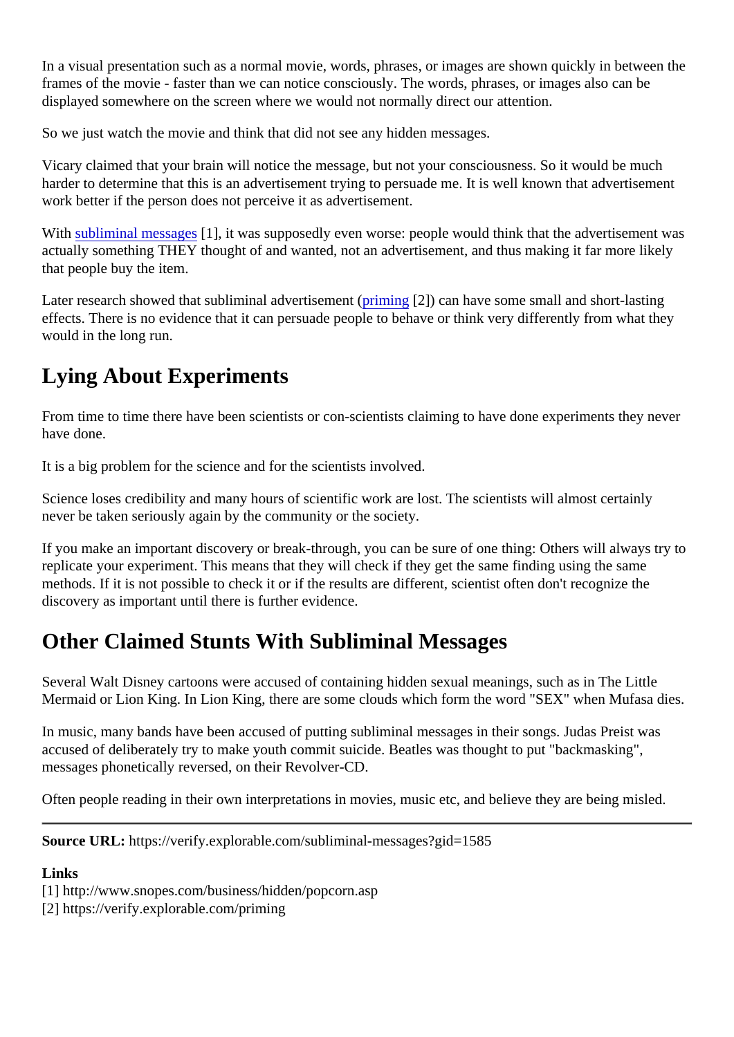In a visual presentation such as a normal movie, words, phrases, or images are shown quickly in between the frames of the movie - faster than we can notice consciously. The words, phrases, or images also can be displayed somewhere on the screen where we would not normally direct our attention.

So we just watch the movie and think that did not see any hidden messages.

Vicary claimed that your brain will notice the message, but not your consciousness. So it would be much harder to determine that this is an advertisement trying to persuade me. It is well known that advertisement work better if the person does not perceive it as advertisement.

With subliminal messages [1], it was supposedly even worse: people would think that the advertisement was actually something THEY thought of and wanted, not an advertisement, and thus making it far more likely that people buy the item.

Later research showed that subliminal advertisement (priming [2]) can have some small and short-lasting effects. There is no evidence that it can persuade people to behave or think very differently from what they would in the long run.

## Lying About Experiments

From time to time there have been scientists or con-scientists claiming to have done experiments they never have done.

It is a big problem for the science and for the scientists involved.

Science loses credibility and many hours of scientific work are lost. The scientists will almost certainly never be taken seriously again by the community or the society.

If you make an important discovery or break-through, you can be sure of one thing: Others will always try to replicate your experiment. This means that they will check if they get the same finding using the same methods. If it is not possible to check it or if the results are different, scientist often don't recognize the discovery as important until there is further evidence.

## Other Claimed Stunts With Subliminal Messages

Several Walt Disney cartoons were accused of containing hidden sexual meanings, such as in The Little Mermaid or Lion King. In Lion King, there are some clouds which form the word "SEX" when Mufasa dies.

In music, many bands have been accused of putting subliminal messages in their songs. Judas Preist was accused of deliberately try to make youth commit suicide. Beatles was thought to put "backmasking", messages phonetically reversed, on their Revolver-CD.

Often people reading in their own interpretations in movies, music etc, and believe they are being misled.

---

**Source URL:** https://verify.explorable.com/subliminal-messages?gid=1585

**Links**
[1] http://www.snopes.com/business/hidden/popcorn.asp
[2] https://verify.explorable.com/priming